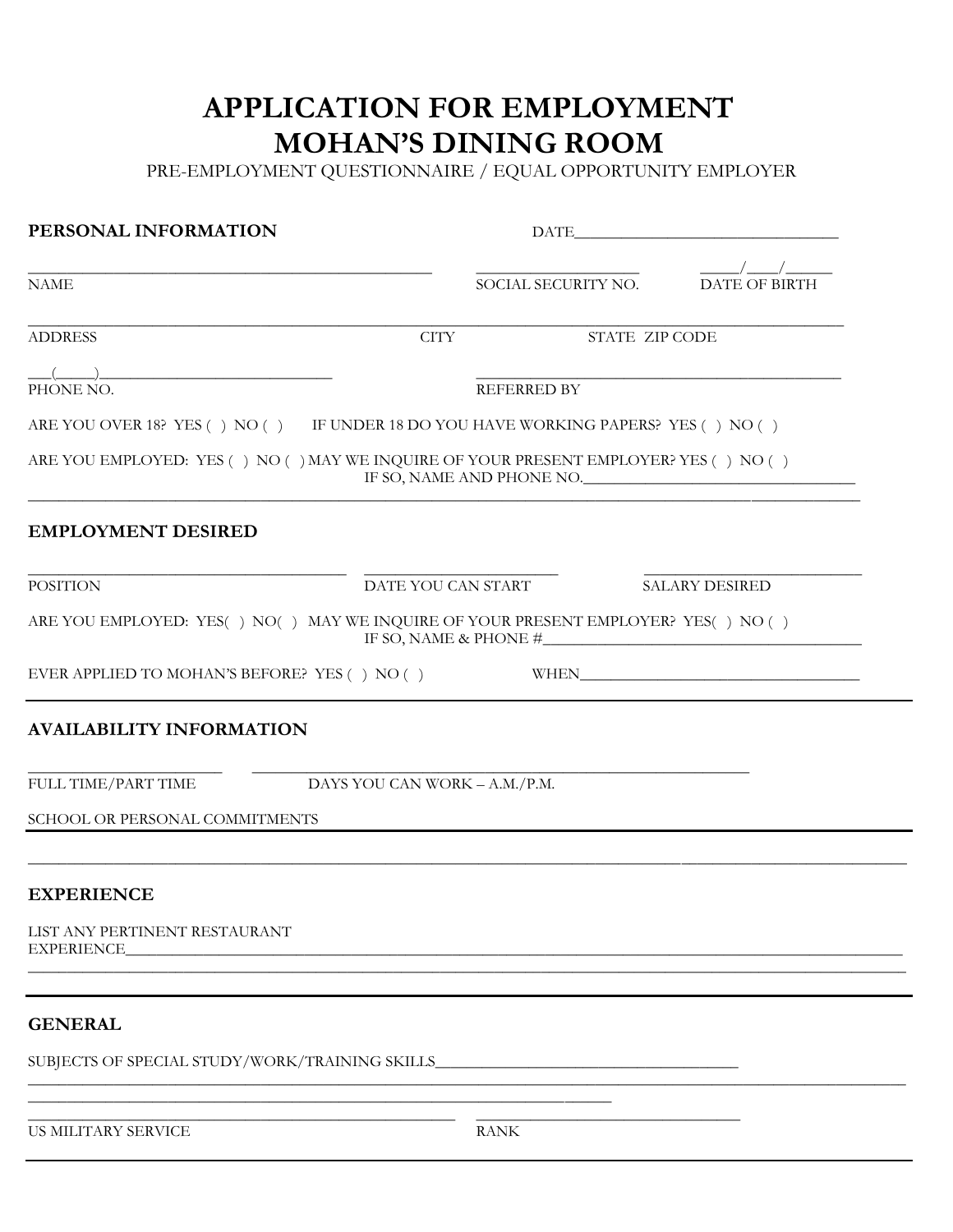# APPLICATION FOR EMPLOYMENT
# MOHAN'S DINING ROOM

PRE-EMPLOYMENT QUESTIONNAIRE / EQUAL OPPORTUNITY EMPLOYER

**PERSONAL INFORMATION** DATE________________________________

_______________________________________________ ____________________ _____/____/______
NAME SOCIAL SECURITY NO. DATE OF BIRTH

________________________________________________________________________________________
ADDRESS CITY STATE ZIP CODE

___(_____)____________________________ _____________________________________________
PHONE NO. REFERRED BY

ARE YOU OVER 18? YES ( ) NO ( ) IF UNDER 18 DO YOU HAVE WORKING PAPERS? YES ( ) NO ( )

ARE YOU EMPLOYED: YES ( ) NO ( ) MAY WE INQUIRE OF YOUR PRESENT EMPLOYER? YES ( ) NO ( )
IF SO, NAME AND PHONE NO.___________________________________

________________________________________________________________________________________

**EMPLOYMENT DESIRED**

______________________________________ _______________________ __________________________
POSITION DATE YOU CAN START SALARY DESIRED

ARE YOU EMPLOYED: YES( ) NO( ) MAY WE INQUIRE OF YOUR PRESENT EMPLOYER? YES( ) NO ( )
IF SO, NAME & PHONE #_________________________________________

EVER APPLIED TO MOHAN'S BEFORE? YES ( ) NO ( ) WHEN___________________________________

**AVAILABILITY INFORMATION**

_______________________ ___________________________________________________________
FULL TIME/PART TIME DAYS YOU CAN WORK – A.M./P.M.

SCHOOL OR PERSONAL COMMITMENTS

________________________________________________________________________________________

**EXPERIENCE**

LIST ANY PERTINENT RESTAURANT
EXPERIENCE______________________________________________________________________________

________________________________________________________________________________________

**GENERAL**

SUBJECTS OF SPECIAL STUDY/WORK/TRAINING SKILLS____________________________________

________________________________________________________________________________________

______________________________________________________________________

___________________________________________________ ________________________________
US MILITARY SERVICE RANK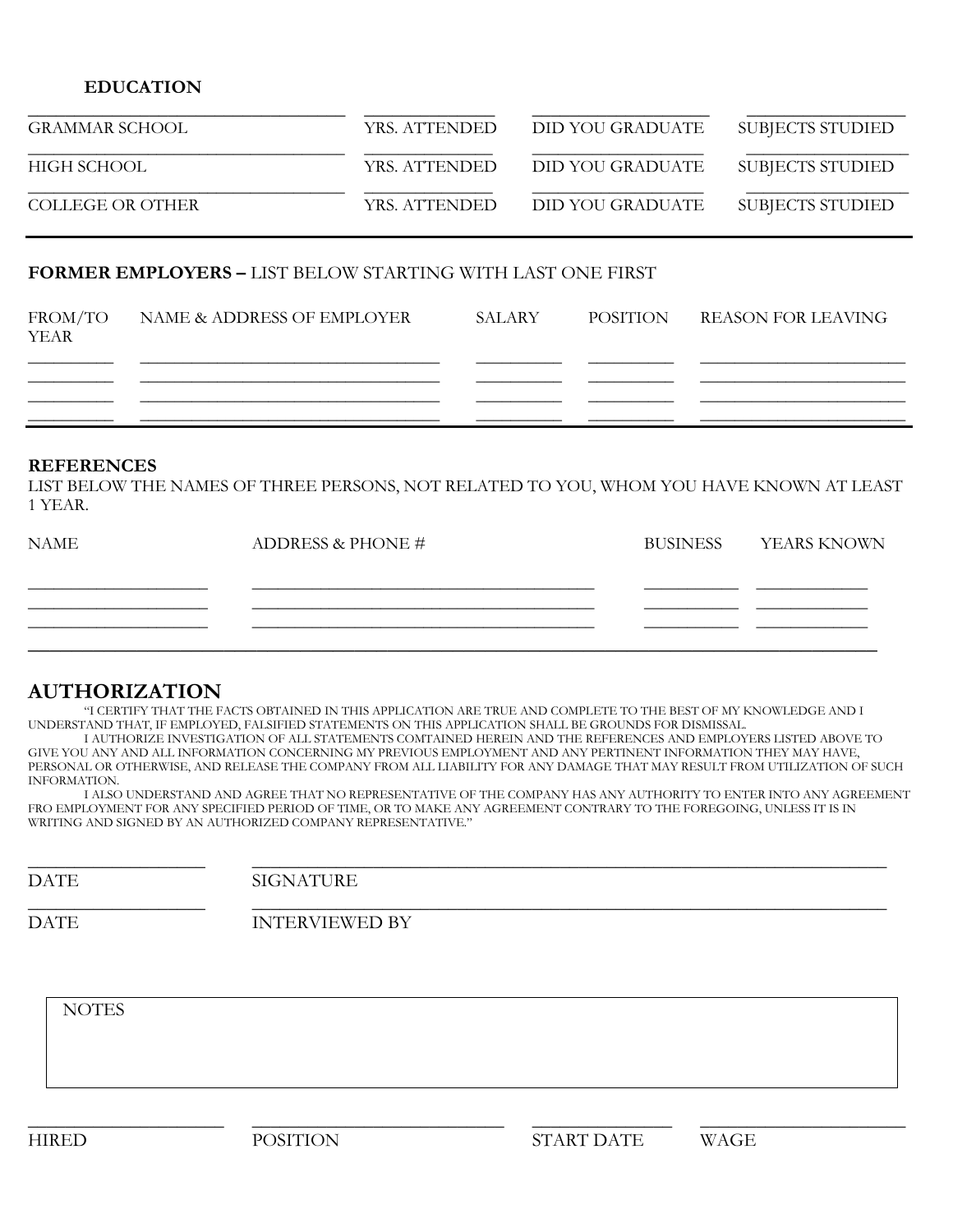**EDUCATION**

| | | | |
|---|---|---|---|
| GRAMMAR SCHOOL | YRS. ATTENDED | DID YOU GRADUATE | SUBJECTS STUDIED |
| HIGH SCHOOL | YRS. ATTENDED | DID YOU GRADUATE | SUBJECTS STUDIED |
| COLLEGE OR OTHER | YRS. ATTENDED | DID YOU GRADUATE | SUBJECTS STUDIED |

**FORMER EMPLOYERS –** LIST BELOW STARTING WITH LAST ONE FIRST

| FROM/TO YEAR | NAME & ADDRESS OF EMPLOYER | SALARY | POSITION | REASON FOR LEAVING |
|---|---|---|---|---|
| | | | | |
| | | | | |
| | | | | |
| | | | | |

**REFERENCES**

LIST BELOW THE NAMES OF THREE PERSONS, NOT RELATED TO YOU, WHOM YOU HAVE KNOWN AT LEAST 1 YEAR.

| NAME | ADDRESS & PHONE # | BUSINESS | YEARS KNOWN |
|---|---|---|---|
| | | | |
| | | | |
| | | | |

## AUTHORIZATION

"I CERTIFY THAT THE FACTS OBTAINED IN THIS APPLICATION ARE TRUE AND COMPLETE TO THE BEST OF MY KNOWLEDGE AND I UNDERSTAND THAT, IF EMPLOYED, FALSIFIED STATEMENTS ON THIS APPLICATION SHALL BE GROUNDS FOR DISMISSAL.

I AUTHORIZE INVESTIGATION OF ALL STATEMENTS COMTAINED HEREIN AND THE REFERENCES AND EMPLOYERS LISTED ABOVE TO GIVE YOU ANY AND ALL INFORMATION CONCERNING MY PREVIOUS EMPLOYMENT AND ANY PERTINENT INFORMATION THEY MAY HAVE, PERSONAL OR OTHERWISE, AND RELEASE THE COMPANY FROM ALL LIABILITY FOR ANY DAMAGE THAT MAY RESULT FROM UTILIZATION OF SUCH INFORMATION.

I ALSO UNDERSTAND AND AGREE THAT NO REPRESENTATIVE OF THE COMPANY HAS ANY AUTHORITY TO ENTER INTO ANY AGREEMENT FRO EMPLOYMENT FOR ANY SPECIFIED PERIOD OF TIME, OR TO MAKE ANY AGREEMENT CONTRARY TO THE FOREGOING, UNLESS IT IS IN WRITING AND SIGNED BY AN AUTHORIZED COMPANY REPRESENTATIVE."

| | |
|---|---|
| DATE | SIGNATURE |
| DATE | INTERVIEWED BY |

NOTES

| | | | |
|---|---|---|---|
| HIRED | POSITION | START DATE | WAGE |